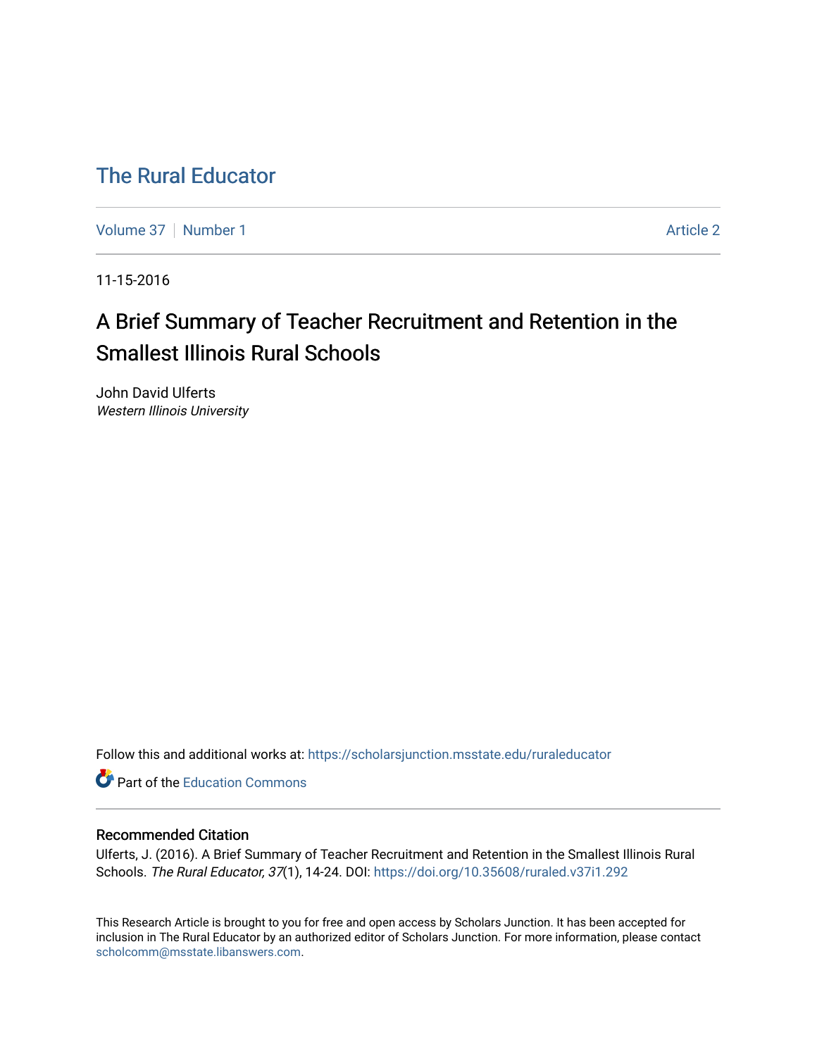# The Rural Educator

Volume 37 | Number 1 Article 2

11-15-2016

## A Brief Summary of Teacher Recruitment and Retention in the Smallest Illinois Rural Schools

John David Ulferts
*Western Illinois University*

Follow this and additional works at: https://scholarsjunction.msstate.edu/ruraleducator

Part of the Education Commons

### Recommended Citation

Ulferts, J. (2016). A Brief Summary of Teacher Recruitment and Retention in the Smallest Illinois Rural Schools. *The Rural Educator, 37*(1), 14-24. DOI: https://doi.org/10.35608/ruraled.v37i1.292

This Research Article is brought to you for free and open access by Scholars Junction. It has been accepted for inclusion in The Rural Educator by an authorized editor of Scholars Junction. For more information, please contact scholcomm@msstate.libanswers.com.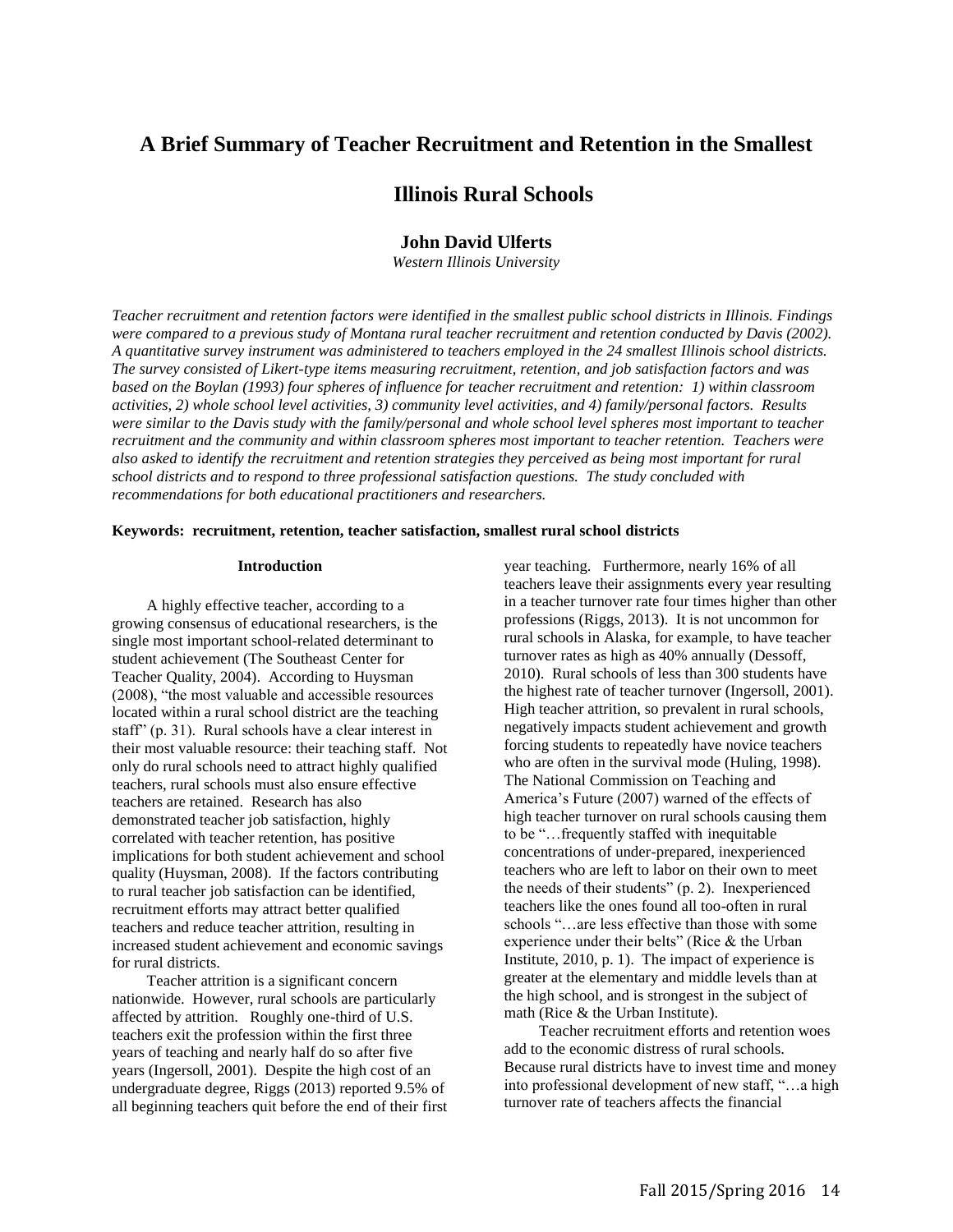# A Brief Summary of Teacher Recruitment and Retention in the Smallest Illinois Rural Schools

**John David Ulferts**

*Western Illinois University*

*Teacher recruitment and retention factors were identified in the smallest public school districts in Illinois. Findings were compared to a previous study of Montana rural teacher recruitment and retention conducted by Davis (2002). A quantitative survey instrument was administered to teachers employed in the 24 smallest Illinois school districts. The survey consisted of Likert-type items measuring recruitment, retention, and job satisfaction factors and was based on the Boylan (1993) four spheres of influence for teacher recruitment and retention: 1) within classroom activities, 2) whole school level activities, 3) community level activities, and 4) family/personal factors. Results were similar to the Davis study with the family/personal and whole school level spheres most important to teacher recruitment and the community and within classroom spheres most important to teacher retention. Teachers were also asked to identify the recruitment and retention strategies they perceived as being most important for rural school districts and to respond to three professional satisfaction questions. The study concluded with recommendations for both educational practitioners and researchers.*

**Keywords: recruitment, retention, teacher satisfaction, smallest rural school districts**

## Introduction

A highly effective teacher, according to a growing consensus of educational researchers, is the single most important school-related determinant to student achievement (The Southeast Center for Teacher Quality, 2004). According to Huysman (2008), "the most valuable and accessible resources located within a rural school district are the teaching staff" (p. 31). Rural schools have a clear interest in their most valuable resource: their teaching staff. Not only do rural schools need to attract highly qualified teachers, rural schools must also ensure effective teachers are retained. Research has also demonstrated teacher job satisfaction, highly correlated with teacher retention, has positive implications for both student achievement and school quality (Huysman, 2008). If the factors contributing to rural teacher job satisfaction can be identified, recruitment efforts may attract better qualified teachers and reduce teacher attrition, resulting in increased student achievement and economic savings for rural districts.

Teacher attrition is a significant concern nationwide. However, rural schools are particularly affected by attrition. Roughly one-third of U.S. teachers exit the profession within the first three years of teaching and nearly half do so after five years (Ingersoll, 2001). Despite the high cost of an undergraduate degree, Riggs (2013) reported 9.5% of all beginning teachers quit before the end of their first year teaching. Furthermore, nearly 16% of all teachers leave their assignments every year resulting in a teacher turnover rate four times higher than other professions (Riggs, 2013). It is not uncommon for rural schools in Alaska, for example, to have teacher turnover rates as high as 40% annually (Dessoff, 2010). Rural schools of less than 300 students have the highest rate of teacher turnover (Ingersoll, 2001). High teacher attrition, so prevalent in rural schools, negatively impacts student achievement and growth forcing students to repeatedly have novice teachers who are often in the survival mode (Huling, 1998). The National Commission on Teaching and America's Future (2007) warned of the effects of high teacher turnover on rural schools causing them to be "…frequently staffed with inequitable concentrations of under-prepared, inexperienced teachers who are left to labor on their own to meet the needs of their students" (p. 2). Inexperienced teachers like the ones found all too-often in rural schools "…are less effective than those with some experience under their belts" (Rice & the Urban Institute, 2010, p. 1). The impact of experience is greater at the elementary and middle levels than at the high school, and is strongest in the subject of math (Rice & the Urban Institute).

Teacher recruitment efforts and retention woes add to the economic distress of rural schools. Because rural districts have to invest time and money into professional development of new staff, "…a high turnover rate of teachers affects the financial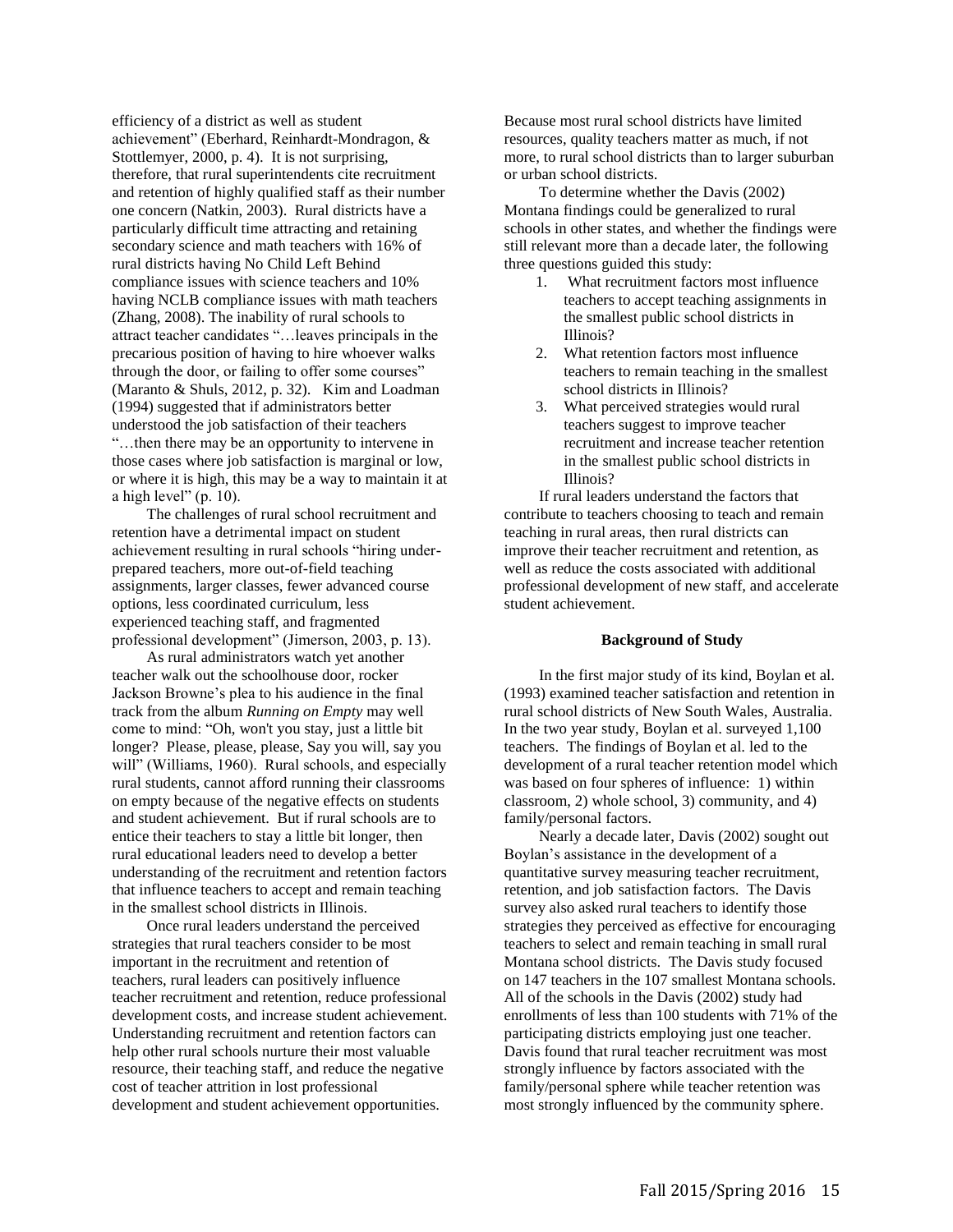efficiency of a district as well as student achievement" (Eberhard, Reinhardt-Mondragon, & Stottlemyer, 2000, p. 4). It is not surprising, therefore, that rural superintendents cite recruitment and retention of highly qualified staff as their number one concern (Natkin, 2003). Rural districts have a particularly difficult time attracting and retaining secondary science and math teachers with 16% of rural districts having No Child Left Behind compliance issues with science teachers and 10% having NCLB compliance issues with math teachers (Zhang, 2008). The inability of rural schools to attract teacher candidates "…leaves principals in the precarious position of having to hire whoever walks through the door, or failing to offer some courses" (Maranto & Shuls, 2012, p. 32). Kim and Loadman (1994) suggested that if administrators better understood the job satisfaction of their teachers "…then there may be an opportunity to intervene in those cases where job satisfaction is marginal or low, or where it is high, this may be a way to maintain it at a high level" (p. 10).

The challenges of rural school recruitment and retention have a detrimental impact on student achievement resulting in rural schools "hiring under-prepared teachers, more out-of-field teaching assignments, larger classes, fewer advanced course options, less coordinated curriculum, less experienced teaching staff, and fragmented professional development" (Jimerson, 2003, p. 13).

As rural administrators watch yet another teacher walk out the schoolhouse door, rocker Jackson Browne's plea to his audience in the final track from the album *Running on Empty* may well come to mind: "Oh, won't you stay, just a little bit longer? Please, please, please, Say you will, say you will" (Williams, 1960). Rural schools, and especially rural students, cannot afford running their classrooms on empty because of the negative effects on students and student achievement. But if rural schools are to entice their teachers to stay a little bit longer, then rural educational leaders need to develop a better understanding of the recruitment and retention factors that influence teachers to accept and remain teaching in the smallest school districts in Illinois.

Once rural leaders understand the perceived strategies that rural teachers consider to be most important in the recruitment and retention of teachers, rural leaders can positively influence teacher recruitment and retention, reduce professional development costs, and increase student achievement. Understanding recruitment and retention factors can help other rural schools nurture their most valuable resource, their teaching staff, and reduce the negative cost of teacher attrition in lost professional development and student achievement opportunities. Because most rural school districts have limited resources, quality teachers matter as much, if not more, to rural school districts than to larger suburban or urban school districts.

To determine whether the Davis (2002) Montana findings could be generalized to rural schools in other states, and whether the findings were still relevant more than a decade later, the following three questions guided this study:

1. What recruitment factors most influence teachers to accept teaching assignments in the smallest public school districts in Illinois?
2. What retention factors most influence teachers to remain teaching in the smallest school districts in Illinois?
3. What perceived strategies would rural teachers suggest to improve teacher recruitment and increase teacher retention in the smallest public school districts in Illinois?

If rural leaders understand the factors that contribute to teachers choosing to teach and remain teaching in rural areas, then rural districts can improve their teacher recruitment and retention, as well as reduce the costs associated with additional professional development of new staff, and accelerate student achievement.

## Background of Study

In the first major study of its kind, Boylan et al. (1993) examined teacher satisfaction and retention in rural school districts of New South Wales, Australia. In the two year study, Boylan et al. surveyed 1,100 teachers. The findings of Boylan et al. led to the development of a rural teacher retention model which was based on four spheres of influence: 1) within classroom, 2) whole school, 3) community, and 4) family/personal factors.

Nearly a decade later, Davis (2002) sought out Boylan's assistance in the development of a quantitative survey measuring teacher recruitment, retention, and job satisfaction factors. The Davis survey also asked rural teachers to identify those strategies they perceived as effective for encouraging teachers to select and remain teaching in small rural Montana school districts. The Davis study focused on 147 teachers in the 107 smallest Montana schools. All of the schools in the Davis (2002) study had enrollments of less than 100 students with 71% of the participating districts employing just one teacher. Davis found that rural teacher recruitment was most strongly influence by factors associated with the family/personal sphere while teacher retention was most strongly influenced by the community sphere.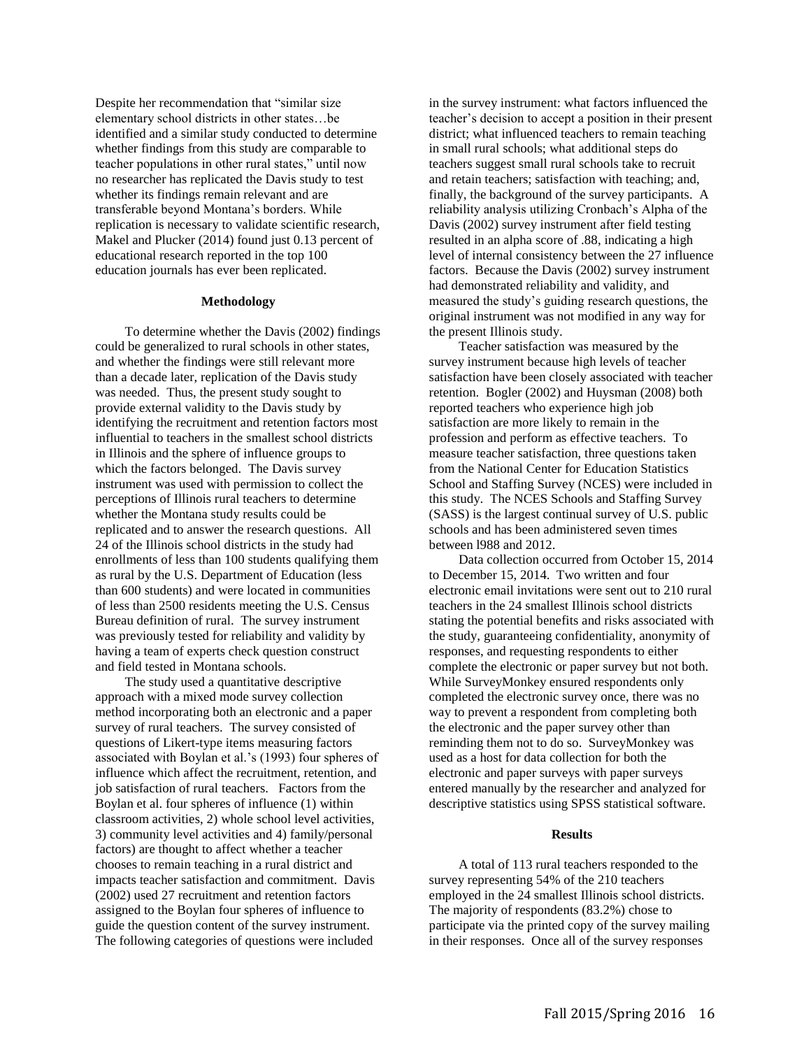Despite her recommendation that "similar size elementary school districts in other states…be identified and a similar study conducted to determine whether findings from this study are comparable to teacher populations in other rural states," until now no researcher has replicated the Davis study to test whether its findings remain relevant and are transferable beyond Montana's borders. While replication is necessary to validate scientific research, Makel and Plucker (2014) found just 0.13 percent of educational research reported in the top 100 education journals has ever been replicated.

## Methodology

To determine whether the Davis (2002) findings could be generalized to rural schools in other states, and whether the findings were still relevant more than a decade later, replication of the Davis study was needed. Thus, the present study sought to provide external validity to the Davis study by identifying the recruitment and retention factors most influential to teachers in the smallest school districts in Illinois and the sphere of influence groups to which the factors belonged. The Davis survey instrument was used with permission to collect the perceptions of Illinois rural teachers to determine whether the Montana study results could be replicated and to answer the research questions. All 24 of the Illinois school districts in the study had enrollments of less than 100 students qualifying them as rural by the U.S. Department of Education (less than 600 students) and were located in communities of less than 2500 residents meeting the U.S. Census Bureau definition of rural. The survey instrument was previously tested for reliability and validity by having a team of experts check question construct and field tested in Montana schools.

The study used a quantitative descriptive approach with a mixed mode survey collection method incorporating both an electronic and a paper survey of rural teachers. The survey consisted of questions of Likert-type items measuring factors associated with Boylan et al.'s (1993) four spheres of influence which affect the recruitment, retention, and job satisfaction of rural teachers. Factors from the Boylan et al. four spheres of influence (1) within classroom activities, 2) whole school level activities, 3) community level activities and 4) family/personal factors) are thought to affect whether a teacher chooses to remain teaching in a rural district and impacts teacher satisfaction and commitment. Davis (2002) used 27 recruitment and retention factors assigned to the Boylan four spheres of influence to guide the question content of the survey instrument. The following categories of questions were included in the survey instrument: what factors influenced the teacher's decision to accept a position in their present district; what influenced teachers to remain teaching in small rural schools; what additional steps do teachers suggest small rural schools take to recruit and retain teachers; satisfaction with teaching; and, finally, the background of the survey participants. A reliability analysis utilizing Cronbach's Alpha of the Davis (2002) survey instrument after field testing resulted in an alpha score of .88, indicating a high level of internal consistency between the 27 influence factors. Because the Davis (2002) survey instrument had demonstrated reliability and validity, and measured the study's guiding research questions, the original instrument was not modified in any way for the present Illinois study.

Teacher satisfaction was measured by the survey instrument because high levels of teacher satisfaction have been closely associated with teacher retention. Bogler (2002) and Huysman (2008) both reported teachers who experience high job satisfaction are more likely to remain in the profession and perform as effective teachers. To measure teacher satisfaction, three questions taken from the National Center for Education Statistics School and Staffing Survey (NCES) were included in this study. The NCES Schools and Staffing Survey (SASS) is the largest continual survey of U.S. public schools and has been administered seven times between l988 and 2012.

Data collection occurred from October 15, 2014 to December 15, 2014. Two written and four electronic email invitations were sent out to 210 rural teachers in the 24 smallest Illinois school districts stating the potential benefits and risks associated with the study, guaranteeing confidentiality, anonymity of responses, and requesting respondents to either complete the electronic or paper survey but not both. While SurveyMonkey ensured respondents only completed the electronic survey once, there was no way to prevent a respondent from completing both the electronic and the paper survey other than reminding them not to do so. SurveyMonkey was used as a host for data collection for both the electronic and paper surveys with paper surveys entered manually by the researcher and analyzed for descriptive statistics using SPSS statistical software.

## Results

A total of 113 rural teachers responded to the survey representing 54% of the 210 teachers employed in the 24 smallest Illinois school districts. The majority of respondents (83.2%) chose to participate via the printed copy of the survey mailing in their responses. Once all of the survey responses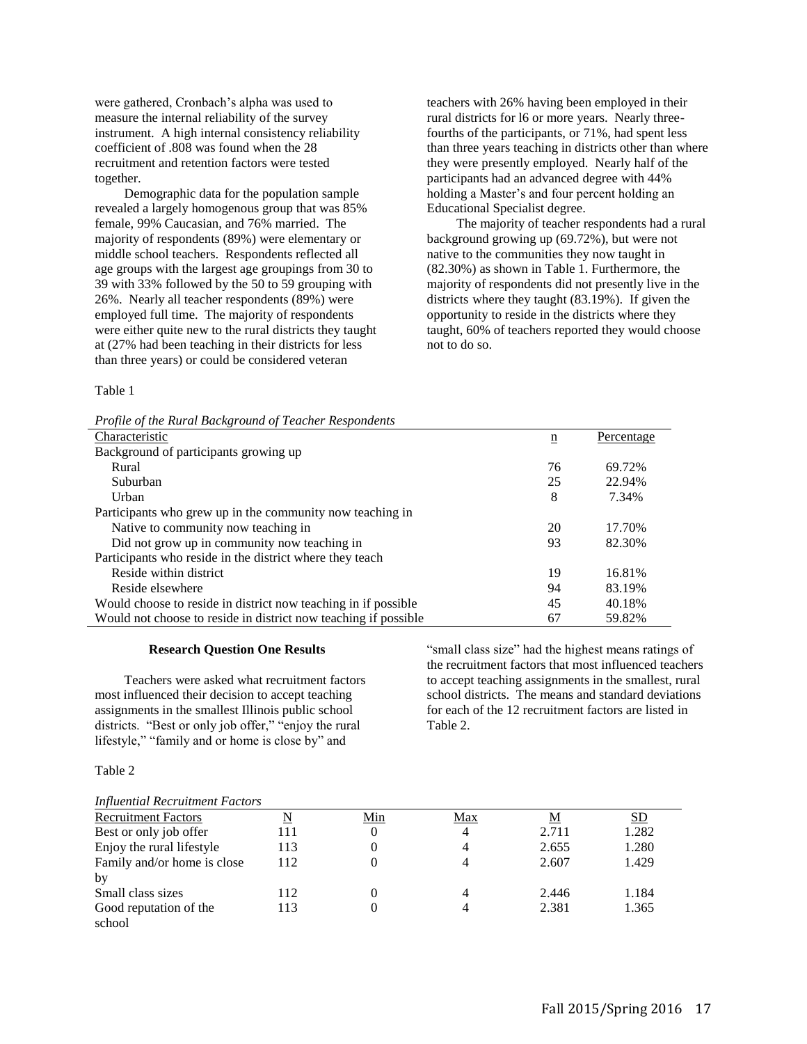were gathered, Cronbach's alpha was used to measure the internal reliability of the survey instrument. A high internal consistency reliability coefficient of .808 was found when the 28 recruitment and retention factors were tested together.

Demographic data for the population sample revealed a largely homogenous group that was 85% female, 99% Caucasian, and 76% married. The majority of respondents (89%) were elementary or middle school teachers. Respondents reflected all age groups with the largest age groupings from 30 to 39 with 33% followed by the 50 to 59 grouping with 26%. Nearly all teacher respondents (89%) were employed full time. The majority of respondents were either quite new to the rural districts they taught at (27% had been teaching in their districts for less than three years) or could be considered veteran teachers with 26% having been employed in their rural districts for l6 or more years. Nearly three-fourths of the participants, or 71%, had spent less than three years teaching in districts other than where they were presently employed. Nearly half of the participants had an advanced degree with 44% holding a Master's and four percent holding an Educational Specialist degree.

The majority of teacher respondents had a rural background growing up (69.72%), but were not native to the communities they now taught in (82.30%) as shown in Table 1. Furthermore, the majority of respondents did not presently live in the districts where they taught (83.19%). If given the opportunity to reside in the districts where they taught, 60% of teachers reported they would choose not to do so.

Table 1

*Profile of the Rural Background of Teacher Respondents*

| Characteristic | n | Percentage |
|---|---|---|
| Background of participants growing up | | |
| Rural | 76 | 69.72% |
| Suburban | 25 | 22.94% |
| Urban | 8 | 7.34% |
| Participants who grew up in the community now teaching in | | |
| Native to community now teaching in | 20 | 17.70% |
| Did not grow up in community now teaching in | 93 | 82.30% |
| Participants who reside in the district where they teach | | |
| Reside within district | 19 | 16.81% |
| Reside elsewhere | 94 | 83.19% |
| Would choose to reside in district now teaching in if possible | 45 | 40.18% |
| Would not choose to reside in district now teaching if possible | 67 | 59.82% |

**Research Question One Results**

Teachers were asked what recruitment factors most influenced their decision to accept teaching assignments in the smallest Illinois public school districts. "Best or only job offer," "enjoy the rural lifestyle," "family and or home is close by" and "small class size" had the highest means ratings of the recruitment factors that most influenced teachers to accept teaching assignments in the smallest, rural school districts. The means and standard deviations for each of the 12 recruitment factors are listed in Table 2.

Table 2

*Influential Recruitment Factors*

| Recruitment Factors | N | Min | Max | M | SD |
|---|---|---|---|---|---|
| Best or only job offer | 111 | 0 | 4 | 2.711 | 1.282 |
| Enjoy the rural lifestyle | 113 | 0 | 4 | 2.655 | 1.280 |
| Family and/or home is close by | 112 | 0 | 4 | 2.607 | 1.429 |
| Small class sizes | 112 | 0 | 4 | 2.446 | 1.184 |
| Good reputation of the school | 113 | 0 | 4 | 2.381 | 1.365 |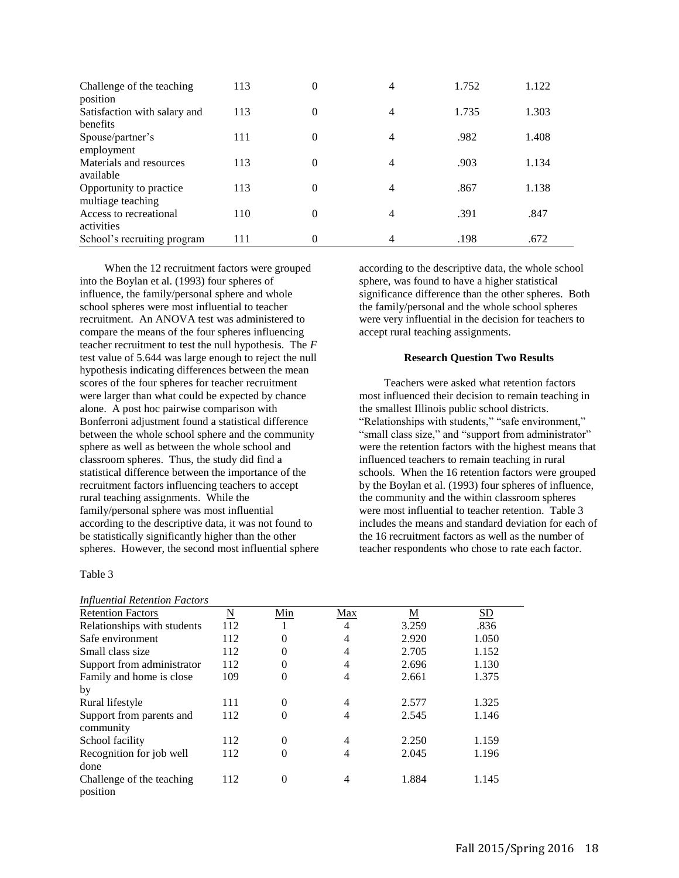| Challenge of the teaching position | 113 | 0 | 4 | 1.752 | 1.122 |
|---|---|---|---|---|---|
| Satisfaction with salary and benefits | 113 | 0 | 4 | 1.735 | 1.303 |
| Spouse/partner's employment | 111 | 0 | 4 | .982 | 1.408 |
| Materials and resources available | 113 | 0 | 4 | .903 | 1.134 |
| Opportunity to practice multiage teaching | 113 | 0 | 4 | .867 | 1.138 |
| Access to recreational activities | 110 | 0 | 4 | .391 | .847 |
| School's recruiting program | 111 | 0 | 4 | .198 | .672 |

When the 12 recruitment factors were grouped into the Boylan et al. (1993) four spheres of influence, the family/personal sphere and whole school spheres were most influential to teacher recruitment. An ANOVA test was administered to compare the means of the four spheres influencing teacher recruitment to test the null hypothesis. The *F* test value of 5.644 was large enough to reject the null hypothesis indicating differences between the mean scores of the four spheres for teacher recruitment were larger than what could be expected by chance alone. A post hoc pairwise comparison with Bonferroni adjustment found a statistical difference between the whole school sphere and the community sphere as well as between the whole school and classroom spheres. Thus, the study did find a statistical difference between the importance of the recruitment factors influencing teachers to accept rural teaching assignments. While the family/personal sphere was most influential according to the descriptive data, it was not found to be statistically significantly higher than the other spheres. However, the second most influential sphere according to the descriptive data, the whole school sphere, was found to have a higher statistical significance difference than the other spheres. Both the family/personal and the whole school spheres were very influential in the decision for teachers to accept rural teaching assignments.

**Research Question Two Results**

Teachers were asked what retention factors most influenced their decision to remain teaching in the smallest Illinois public school districts. "Relationships with students," "safe environment," "small class size," and "support from administrator" were the retention factors with the highest means that influenced teachers to remain teaching in rural schools. When the 16 retention factors were grouped by the Boylan et al. (1993) four spheres of influence, the community and the within classroom spheres were most influential to teacher retention. Table 3 includes the means and standard deviation for each of the 16 recruitment factors as well as the number of teacher respondents who chose to rate each factor.

Table 3

*Influential Retention Factors*

| Retention Factors | N | Min | Max | M | SD |
|---|---|---|---|---|---|
| Relationships with students | 112 | 1 | 4 | 3.259 | .836 |
| Safe environment | 112 | 0 | 4 | 2.920 | 1.050 |
| Small class size | 112 | 0 | 4 | 2.705 | 1.152 |
| Support from administrator | 112 | 0 | 4 | 2.696 | 1.130 |
| Family and home is close by | 109 | 0 | 4 | 2.661 | 1.375 |
| Rural lifestyle | 111 | 0 | 4 | 2.577 | 1.325 |
| Support from parents and community | 112 | 0 | 4 | 2.545 | 1.146 |
| School facility | 112 | 0 | 4 | 2.250 | 1.159 |
| Recognition for job well done | 112 | 0 | 4 | 2.045 | 1.196 |
| Challenge of the teaching position | 112 | 0 | 4 | 1.884 | 1.145 |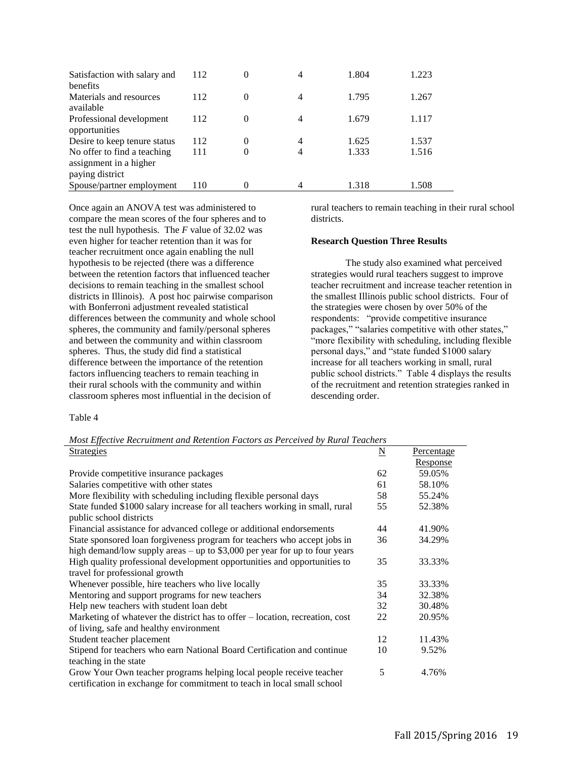| | | | | | |
|---|---|---|---|---|---|
| Satisfaction with salary and benefits | 112 | 0 | 4 | 1.804 | 1.223 |
| Materials and resources available | 112 | 0 | 4 | 1.795 | 1.267 |
| Professional development opportunities | 112 | 0 | 4 | 1.679 | 1.117 |
| Desire to keep tenure status | 112 | 0 | 4 | 1.625 | 1.537 |
| No offer to find a teaching assignment in a higher paying district | 111 | 0 | 4 | 1.333 | 1.516 |
| Spouse/partner employment | 110 | 0 | 4 | 1.318 | 1.508 |

Once again an ANOVA test was administered to compare the mean scores of the four spheres and to test the null hypothesis. The *F* value of 32.02 was even higher for teacher retention than it was for teacher recruitment once again enabling the null hypothesis to be rejected (there was a difference between the retention factors that influenced teacher decisions to remain teaching in the smallest school districts in Illinois). A post hoc pairwise comparison with Bonferroni adjustment revealed statistical differences between the community and whole school spheres, the community and family/personal spheres and between the community and within classroom spheres. Thus, the study did find a statistical difference between the importance of the retention factors influencing teachers to remain teaching in their rural schools with the community and within classroom spheres most influential in the decision of rural teachers to remain teaching in their rural school districts.

**Research Question Three Results**

The study also examined what perceived strategies would rural teachers suggest to improve teacher recruitment and increase teacher retention in the smallest Illinois public school districts. Four of the strategies were chosen by over 50% of the respondents: "provide competitive insurance packages," "salaries competitive with other states," "more flexibility with scheduling, including flexible personal days," and "state funded \$1000 salary increase for all teachers working in small, rural public school districts." Table 4 displays the results of the recruitment and retention strategies ranked in descending order.

Table 4

*Most Effective Recruitment and Retention Factors as Perceived by Rural Teachers*

| Strategies | N | Percentage Response |
|---|---|---|
| Provide competitive insurance packages | 62 | 59.05% |
| Salaries competitive with other states | 61 | 58.10% |
| More flexibility with scheduling including flexible personal days | 58 | 55.24% |
| State funded \$1000 salary increase for all teachers working in small, rural public school districts | 55 | 52.38% |
| Financial assistance for advanced college or additional endorsements | 44 | 41.90% |
| State sponsored loan forgiveness program for teachers who accept jobs in high demand/low supply areas – up to \$3,000 per year for up to four years | 36 | 34.29% |
| High quality professional development opportunities and opportunities to travel for professional growth | 35 | 33.33% |
| Whenever possible, hire teachers who live locally | 35 | 33.33% |
| Mentoring and support programs for new teachers | 34 | 32.38% |
| Help new teachers with student loan debt | 32 | 30.48% |
| Marketing of whatever the district has to offer – location, recreation, cost of living, safe and healthy environment | 22 | 20.95% |
| Student teacher placement | 12 | 11.43% |
| Stipend for teachers who earn National Board Certification and continue teaching in the state | 10 | 9.52% |
| Grow Your Own teacher programs helping local people receive teacher certification in exchange for commitment to teach in local small school | 5 | 4.76% |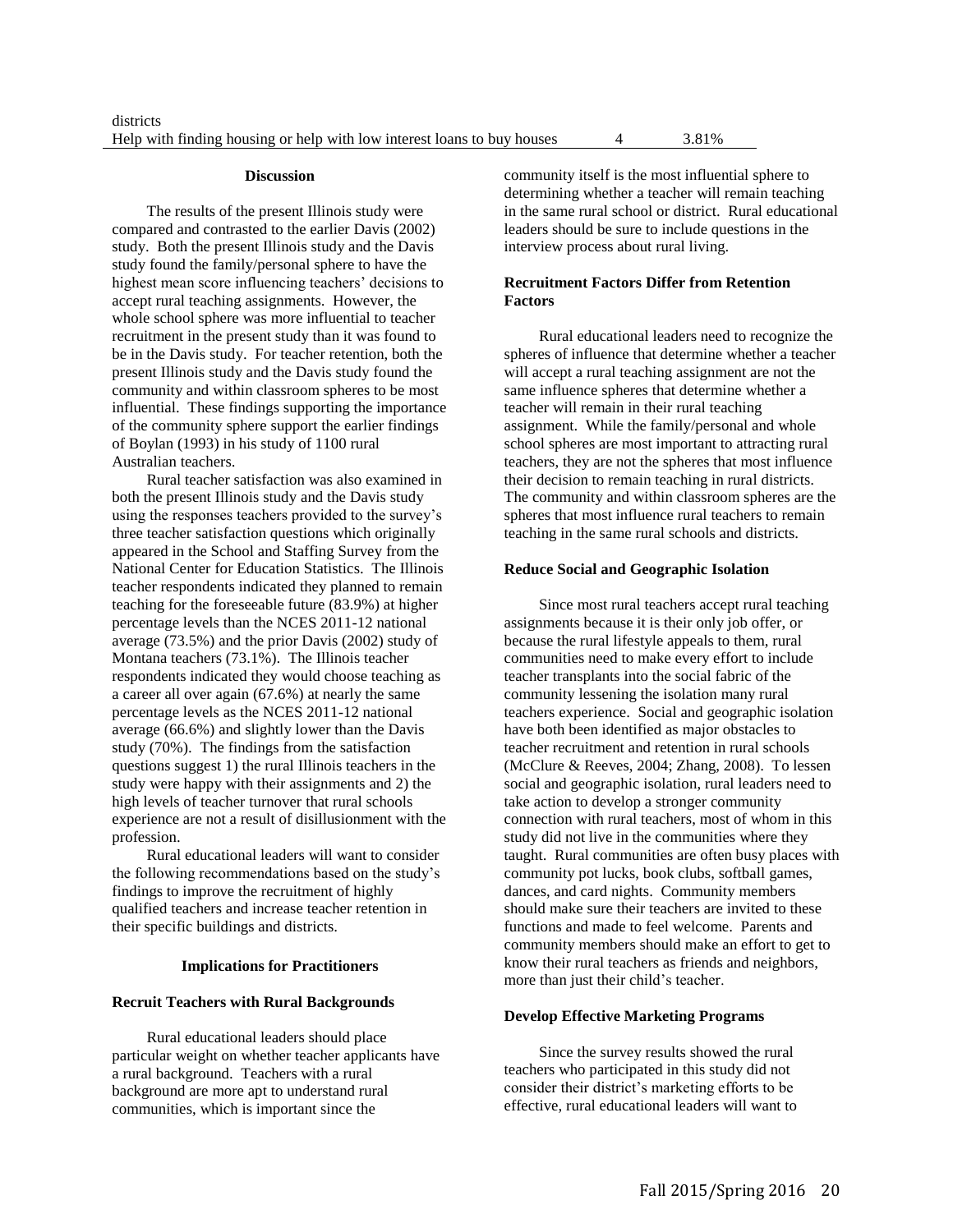| | | |
|---|---|---|
| districts | | |
| Help with finding housing or help with low interest loans to buy houses | 4 | 3.81% |

## Discussion

The results of the present Illinois study were compared and contrasted to the earlier Davis (2002) study. Both the present Illinois study and the Davis study found the family/personal sphere to have the highest mean score influencing teachers' decisions to accept rural teaching assignments. However, the whole school sphere was more influential to teacher recruitment in the present study than it was found to be in the Davis study. For teacher retention, both the present Illinois study and the Davis study found the community and within classroom spheres to be most influential. These findings supporting the importance of the community sphere support the earlier findings of Boylan (1993) in his study of 1100 rural Australian teachers.

Rural teacher satisfaction was also examined in both the present Illinois study and the Davis study using the responses teachers provided to the survey's three teacher satisfaction questions which originally appeared in the School and Staffing Survey from the National Center for Education Statistics. The Illinois teacher respondents indicated they planned to remain teaching for the foreseeable future (83.9%) at higher percentage levels than the NCES 2011-12 national average (73.5%) and the prior Davis (2002) study of Montana teachers (73.1%). The Illinois teacher respondents indicated they would choose teaching as a career all over again (67.6%) at nearly the same percentage levels as the NCES 2011-12 national average (66.6%) and slightly lower than the Davis study (70%). The findings from the satisfaction questions suggest 1) the rural Illinois teachers in the study were happy with their assignments and 2) the high levels of teacher turnover that rural schools experience are not a result of disillusionment with the profession.

Rural educational leaders will want to consider the following recommendations based on the study's findings to improve the recruitment of highly qualified teachers and increase teacher retention in their specific buildings and districts.

## Implications for Practitioners

### Recruit Teachers with Rural Backgrounds

Rural educational leaders should place particular weight on whether teacher applicants have a rural background. Teachers with a rural background are more apt to understand rural communities, which is important since the community itself is the most influential sphere to determining whether a teacher will remain teaching in the same rural school or district. Rural educational leaders should be sure to include questions in the interview process about rural living.

### Recruitment Factors Differ from Retention Factors

Rural educational leaders need to recognize the spheres of influence that determine whether a teacher will accept a rural teaching assignment are not the same influence spheres that determine whether a teacher will remain in their rural teaching assignment. While the family/personal and whole school spheres are most important to attracting rural teachers, they are not the spheres that most influence their decision to remain teaching in rural districts. The community and within classroom spheres are the spheres that most influence rural teachers to remain teaching in the same rural schools and districts.

### Reduce Social and Geographic Isolation

Since most rural teachers accept rural teaching assignments because it is their only job offer, or because the rural lifestyle appeals to them, rural communities need to make every effort to include teacher transplants into the social fabric of the community lessening the isolation many rural teachers experience. Social and geographic isolation have both been identified as major obstacles to teacher recruitment and retention in rural schools (McClure & Reeves, 2004; Zhang, 2008). To lessen social and geographic isolation, rural leaders need to take action to develop a stronger community connection with rural teachers, most of whom in this study did not live in the communities where they taught. Rural communities are often busy places with community pot lucks, book clubs, softball games, dances, and card nights. Community members should make sure their teachers are invited to these functions and made to feel welcome. Parents and community members should make an effort to get to know their rural teachers as friends and neighbors, more than just their child's teacher.

### Develop Effective Marketing Programs

Since the survey results showed the rural teachers who participated in this study did not consider their district's marketing efforts to be effective, rural educational leaders will want to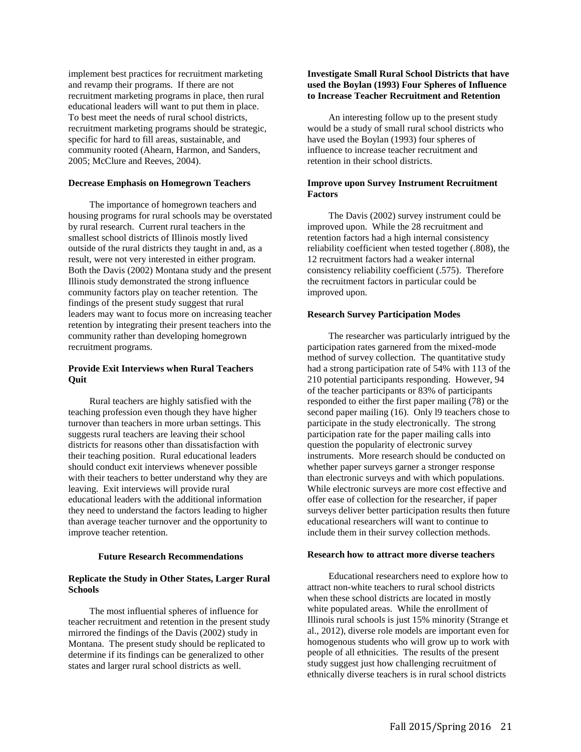implement best practices for recruitment marketing and revamp their programs. If there are not recruitment marketing programs in place, then rural educational leaders will want to put them in place. To best meet the needs of rural school districts, recruitment marketing programs should be strategic, specific for hard to fill areas, sustainable, and community rooted (Ahearn, Harmon, and Sanders, 2005; McClure and Reeves, 2004).

**Decrease Emphasis on Homegrown Teachers**

The importance of homegrown teachers and housing programs for rural schools may be overstated by rural research. Current rural teachers in the smallest school districts of Illinois mostly lived outside of the rural districts they taught in and, as a result, were not very interested in either program. Both the Davis (2002) Montana study and the present Illinois study demonstrated the strong influence community factors play on teacher retention. The findings of the present study suggest that rural leaders may want to focus more on increasing teacher retention by integrating their present teachers into the community rather than developing homegrown recruitment programs.

**Provide Exit Interviews when Rural Teachers Quit**

Rural teachers are highly satisfied with the teaching profession even though they have higher turnover than teachers in more urban settings. This suggests rural teachers are leaving their school districts for reasons other than dissatisfaction with their teaching position. Rural educational leaders should conduct exit interviews whenever possible with their teachers to better understand why they are leaving. Exit interviews will provide rural educational leaders with the additional information they need to understand the factors leading to higher than average teacher turnover and the opportunity to improve teacher retention.

## Future Research Recommendations

**Replicate the Study in Other States, Larger Rural Schools**

The most influential spheres of influence for teacher recruitment and retention in the present study mirrored the findings of the Davis (2002) study in Montana. The present study should be replicated to determine if its findings can be generalized to other states and larger rural school districts as well.

**Investigate Small Rural School Districts that have used the Boylan (1993) Four Spheres of Influence to Increase Teacher Recruitment and Retention**

An interesting follow up to the present study would be a study of small rural school districts who have used the Boylan (1993) four spheres of influence to increase teacher recruitment and retention in their school districts.

**Improve upon Survey Instrument Recruitment Factors**

The Davis (2002) survey instrument could be improved upon. While the 28 recruitment and retention factors had a high internal consistency reliability coefficient when tested together (.808), the 12 recruitment factors had a weaker internal consistency reliability coefficient (.575). Therefore the recruitment factors in particular could be improved upon.

**Research Survey Participation Modes**

The researcher was particularly intrigued by the participation rates garnered from the mixed-mode method of survey collection. The quantitative study had a strong participation rate of 54% with 113 of the 210 potential participants responding. However, 94 of the teacher participants or 83% of participants responded to either the first paper mailing (78) or the second paper mailing (16). Only l9 teachers chose to participate in the study electronically. The strong participation rate for the paper mailing calls into question the popularity of electronic survey instruments. More research should be conducted on whether paper surveys garner a stronger response than electronic surveys and with which populations. While electronic surveys are more cost effective and offer ease of collection for the researcher, if paper surveys deliver better participation results then future educational researchers will want to continue to include them in their survey collection methods.

**Research how to attract more diverse teachers**

Educational researchers need to explore how to attract non-white teachers to rural school districts when these school districts are located in mostly white populated areas. While the enrollment of Illinois rural schools is just 15% minority (Strange et al., 2012), diverse role models are important even for homogenous students who will grow up to work with people of all ethnicities. The results of the present study suggest just how challenging recruitment of ethnically diverse teachers is in rural school districts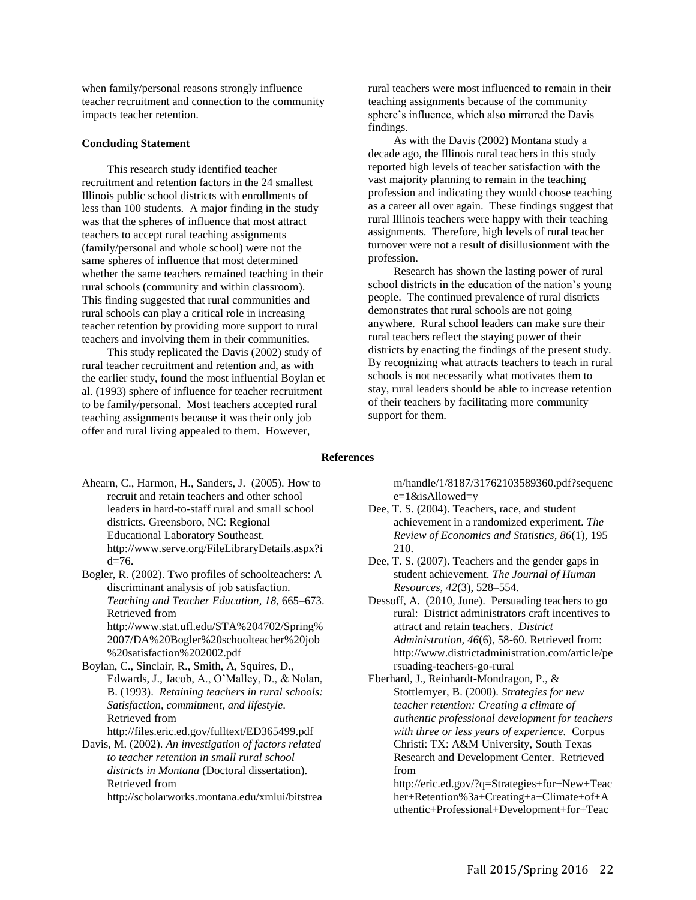when family/personal reasons strongly influence teacher recruitment and connection to the community impacts teacher retention.

### Concluding Statement

This research study identified teacher recruitment and retention factors in the 24 smallest Illinois public school districts with enrollments of less than 100 students. A major finding in the study was that the spheres of influence that most attract teachers to accept rural teaching assignments (family/personal and whole school) were not the same spheres of influence that most determined whether the same teachers remained teaching in their rural schools (community and within classroom). This finding suggested that rural communities and rural schools can play a critical role in increasing teacher retention by providing more support to rural teachers and involving them in their communities.

This study replicated the Davis (2002) study of rural teacher recruitment and retention and, as with the earlier study, found the most influential Boylan et al. (1993) sphere of influence for teacher recruitment to be family/personal. Most teachers accepted rural teaching assignments because it was their only job offer and rural living appealed to them. However, rural teachers were most influenced to remain in their teaching assignments because of the community sphere's influence, which also mirrored the Davis findings.

As with the Davis (2002) Montana study a decade ago, the Illinois rural teachers in this study reported high levels of teacher satisfaction with the vast majority planning to remain in the teaching profession and indicating they would choose teaching as a career all over again. These findings suggest that rural Illinois teachers were happy with their teaching assignments. Therefore, high levels of rural teacher turnover were not a result of disillusionment with the profession.

Research has shown the lasting power of rural school districts in the education of the nation's young people. The continued prevalence of rural districts demonstrates that rural schools are not going anywhere. Rural school leaders can make sure their rural teachers reflect the staying power of their districts by enacting the findings of the present study. By recognizing what attracts teachers to teach in rural schools is not necessarily what motivates them to stay, rural leaders should be able to increase retention of their teachers by facilitating more community support for them.

### References

Ahearn, C., Harmon, H., Sanders, J. (2005). How to recruit and retain teachers and other school leaders in hard-to-staff rural and small school districts. Greensboro, NC: Regional Educational Laboratory Southeast. http://www.serve.org/FileLibraryDetails.aspx?id=76.

Bogler, R. (2002). Two profiles of schoolteachers: A discriminant analysis of job satisfaction. *Teaching and Teacher Education*, *18*, 665–673. Retrieved from http://www.stat.ufl.edu/STA%204702/Spring%2007/DA%20Bogler%20schoolteacher%20job%20satisfaction%202002.pdf

Boylan, C., Sinclair, R., Smith, A, Squires, D., Edwards, J., Jacob, A., O'Malley, D., & Nolan, B. (1993). *Retaining teachers in rural schools: Satisfaction, commitment, and lifestyle*. Retrieved from http://files.eric.ed.gov/fulltext/ED365499.pdf

Davis, M. (2002). *An investigation of factors related to teacher retention in small rural school districts in Montana* (Doctoral dissertation). Retrieved from http://scholarworks.montana.edu/xmlui/bitstream/handle/1/8187/31762103589360.pdf?sequence=1&isAllowed=y

Dee, T. S. (2004). Teachers, race, and student achievement in a randomized experiment. *The Review of Economics and Statistics*, *86*(1), 195–210.

Dee, T. S. (2007). Teachers and the gender gaps in student achievement. *The Journal of Human Resources, 42*(3), 528–554.

Dessoff, A. (2010, June). Persuading teachers to go rural: District administrators craft incentives to attract and retain teachers. *District Administration, 46*(6), 58-60. Retrieved from: http://www.districtadministration.com/article/persuading-teachers-go-rural

Eberhard, J., Reinhardt-Mondragon, P., & Stottlemyer, B. (2000). *Strategies for new teacher retention: Creating a climate of authentic professional development for teachers with three or less years of experience.* Corpus Christi: TX: A&M University, South Texas Research and Development Center. Retrieved from http://eric.ed.gov/?q=Strategies+for+New+Teacher+Retention%3a+Creating+a+Climate+of+Authentic+Professional+Development+for+Teac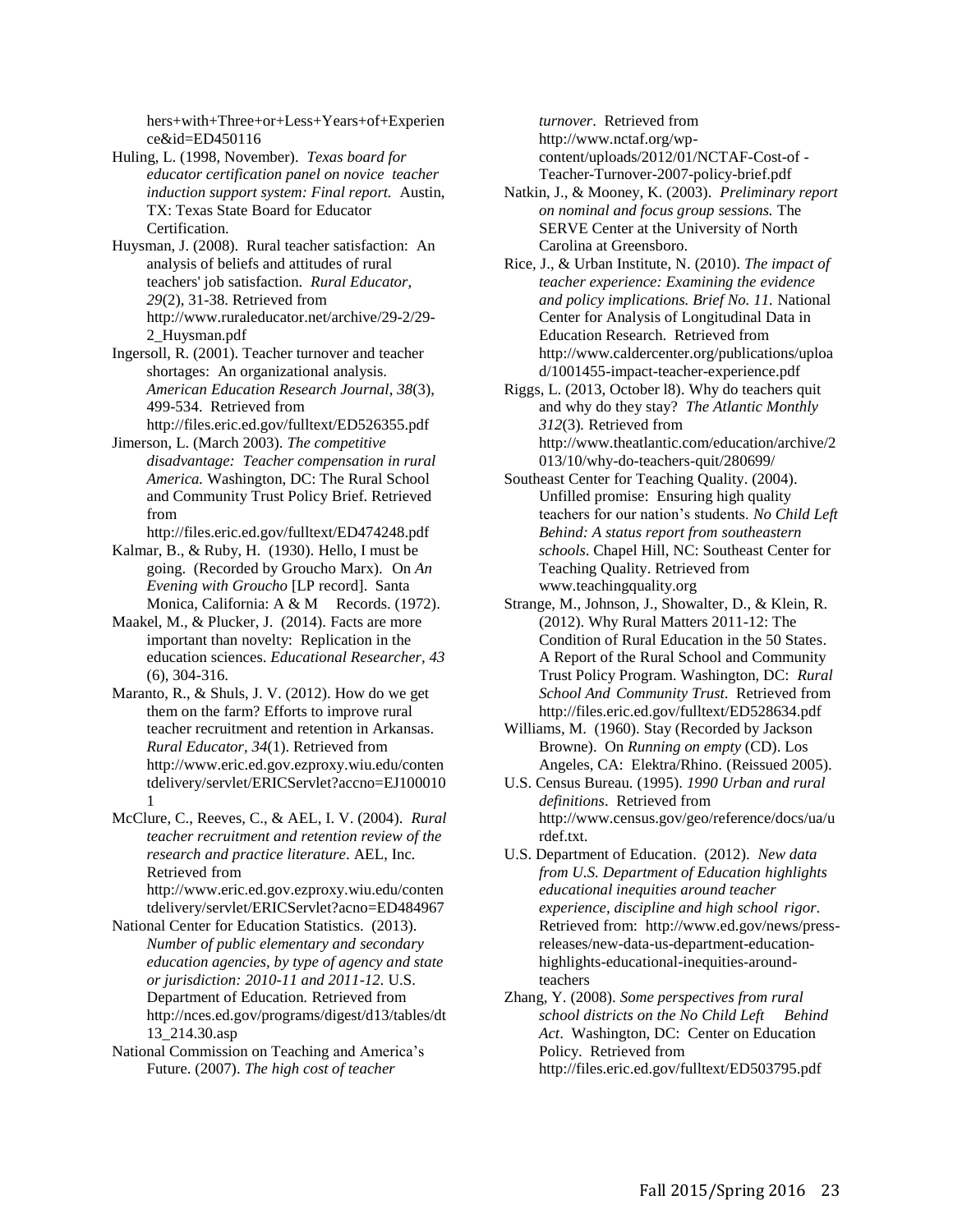hers+with+Three+or+Less+Years+of+Experience&id=ED450116

Huling, L. (1998, November). *Texas board for educator certification panel on novice teacher induction support system: Final report.* Austin, TX: Texas State Board for Educator Certification.

Huysman, J. (2008). Rural teacher satisfaction: An analysis of beliefs and attitudes of rural teachers' job satisfaction. *Rural Educator*, *29*(2), 31-38. Retrieved from http://www.ruraleducator.net/archive/29-2/29-2_Huysman.pdf

Ingersoll, R. (2001). Teacher turnover and teacher shortages: An organizational analysis. *American Education Research Journal*, *38*(3), 499-534. Retrieved from http://files.eric.ed.gov/fulltext/ED526355.pdf

Jimerson, L. (March 2003). *The competitive disadvantage: Teacher compensation in rural America.* Washington, DC: The Rural School and Community Trust Policy Brief. Retrieved from http://files.eric.ed.gov/fulltext/ED474248.pdf

Kalmar, B., & Ruby, H. (1930). Hello, I must be going. (Recorded by Groucho Marx). On *An Evening with Groucho* [LP record]. Santa Monica, California: A & M Records. (1972).

Maakel, M., & Plucker, J. (2014). Facts are more important than novelty: Replication in the education sciences. *Educational Researcher, 43* (6), 304-316.

Maranto, R., & Shuls, J. V. (2012). How do we get them on the farm? Efforts to improve rural teacher recruitment and retention in Arkansas. *Rural Educator*, *34*(1). Retrieved from http://www.eric.ed.gov.ezproxy.wiu.edu/contentdelivery/servlet/ERICServlet?accno=EJ1000101

McClure, C., Reeves, C., & AEL, I. V. (2004). *Rural teacher recruitment and retention review of the research and practice literature*. AEL, Inc. Retrieved from http://www.eric.ed.gov.ezproxy.wiu.edu/contentdelivery/servlet/ERICServlet?acno=ED484967

National Center for Education Statistics. (2013). *Number of public elementary and secondary education agencies, by type of agency and state or jurisdiction: 2010-11 and 2011-12.* U.S. Department of Education. Retrieved from http://nces.ed.gov/programs/digest/d13/tables/dt13_214.30.asp

National Commission on Teaching and America's Future. (2007). *The high cost of teacher turnover*. Retrieved from http://www.nctaf.org/wp-content/uploads/2012/01/NCTAF-Cost-of -Teacher-Turnover-2007-policy-brief.pdf

Natkin, J., & Mooney, K. (2003). *Preliminary report on nominal and focus group sessions.* The SERVE Center at the University of North Carolina at Greensboro.

Rice, J., & Urban Institute, N. (2010). *The impact of teacher experience: Examining the evidence and policy implications. Brief No. 11.* National Center for Analysis of Longitudinal Data in Education Research. Retrieved from http://www.caldercenter.org/publications/upload/1001455-impact-teacher-experience.pdf

Riggs, L. (2013, October l8). Why do teachers quit and why do they stay? *The Atlantic Monthly 312*(3)*.* Retrieved from http://www.theatlantic.com/education/archive/2013/10/why-do-teachers-quit/280699/

Southeast Center for Teaching Quality. (2004). Unfilled promise: Ensuring high quality teachers for our nation's students. *No Child Left Behind: A status report from southeastern schools*. Chapel Hill, NC: Southeast Center for Teaching Quality. Retrieved from www.teachingquality.org

Strange, M., Johnson, J., Showalter, D., & Klein, R. (2012). Why Rural Matters 2011-12: The Condition of Rural Education in the 50 States. A Report of the Rural School and Community Trust Policy Program. Washington, DC: *Rural School And Community Trust*. Retrieved from http://files.eric.ed.gov/fulltext/ED528634.pdf

Williams, M. (1960). Stay (Recorded by Jackson Browne). On *Running on empty* (CD). Los Angeles, CA: Elektra/Rhino. (Reissued 2005).

U.S. Census Bureau. (1995). *1990 Urban and rural definitions*. Retrieved from http://www.census.gov/geo/reference/docs/ua/urdef.txt.

U.S. Department of Education. (2012). *New data from U.S. Department of Education highlights educational inequities around teacher experience, discipline and high school rigor*. Retrieved from: http://www.ed.gov/news/press-releases/new-data-us-department-education-highlights-educational-inequities-around-teachers

Zhang, Y. (2008). *Some perspectives from rural school districts on the No Child Left Behind Act*. Washington, DC: Center on Education Policy. Retrieved from http://files.eric.ed.gov/fulltext/ED503795.pdf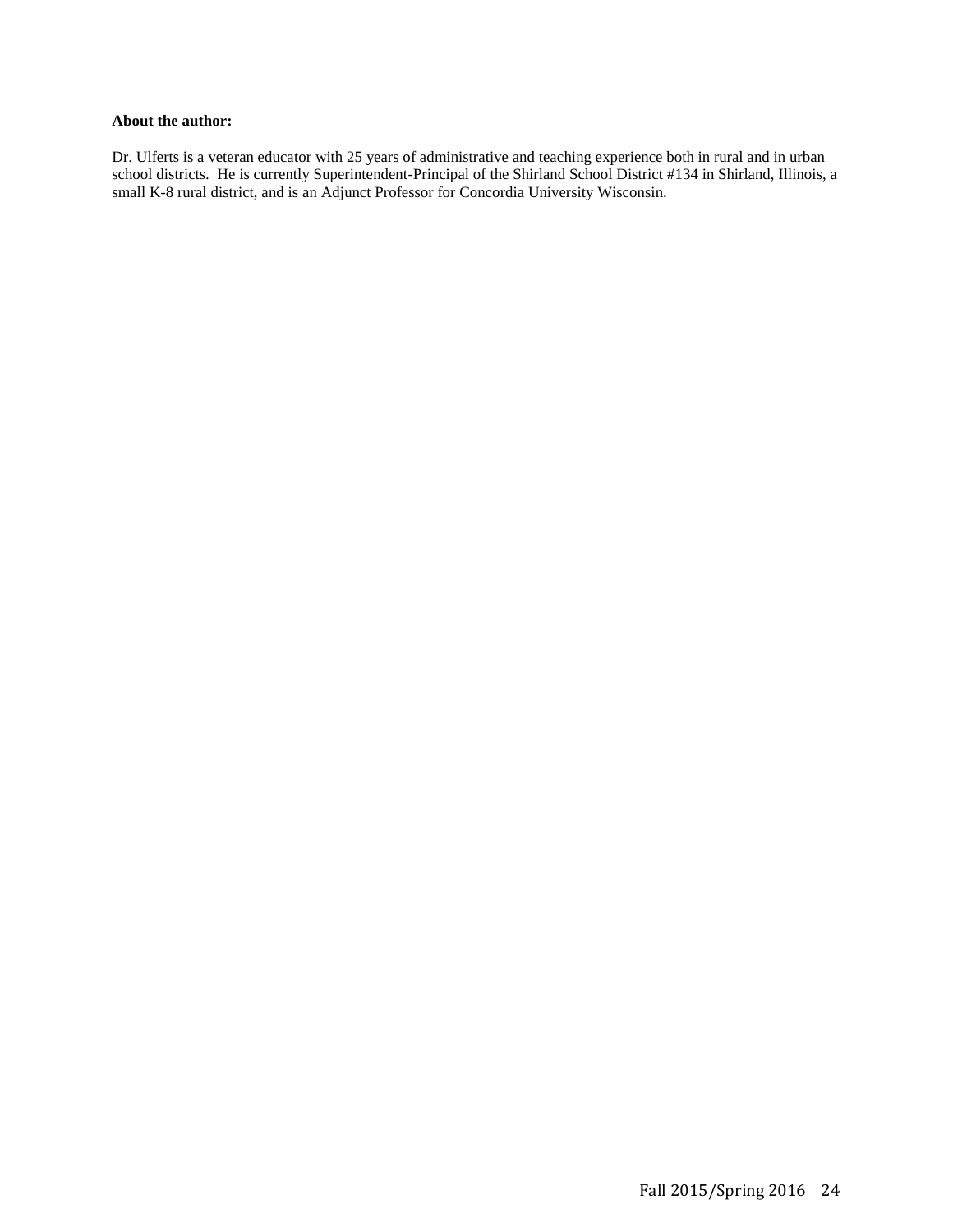**About the author:**

Dr. Ulferts is a veteran educator with 25 years of administrative and teaching experience both in rural and in urban school districts. He is currently Superintendent-Principal of the Shirland School District #134 in Shirland, Illinois, a small K-8 rural district, and is an Adjunct Professor for Concordia University Wisconsin.